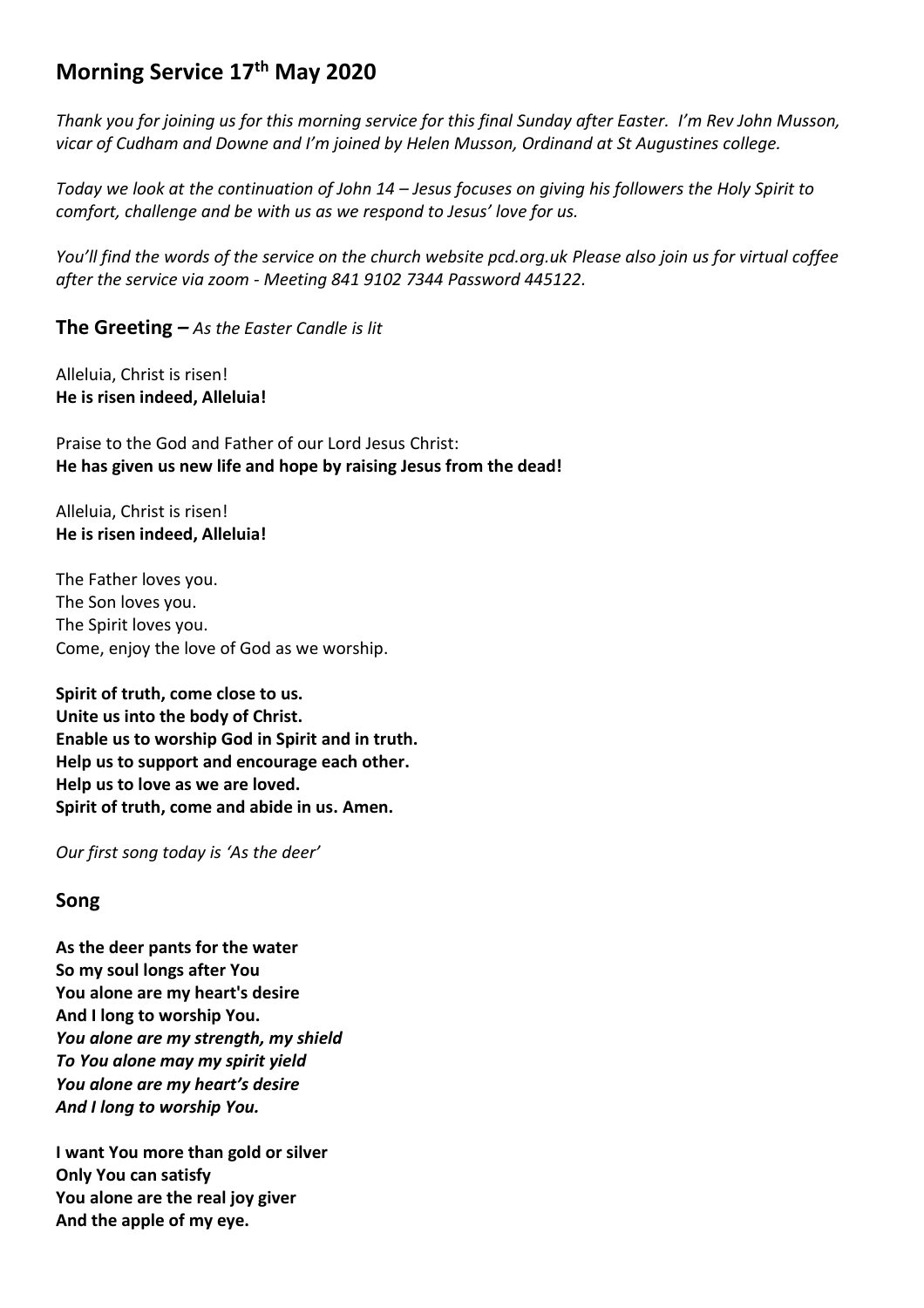# Morning Service 17th May 2020

*Thank you for joining us for this morning service for this final Sunday after Easter. I'm Rev John Musson, vicar of Cudham and Downe and I'm joined by Helen Musson, Ordinand at St Augustines college.*

*Today we look at the continuation of John 14 – Jesus focuses on giving his followers the Holy Spirit to comfort, challenge and be with us as we respond to Jesus' love for us.*

*You'll find the words of the service on the church website pcd.org.uk Please also join us for virtual coffee after the service via zoom - Meeting 841 9102 7344 Password 445122.*

## The Greeting – *As the Easter Candle is lit*

Alleluia, Christ is risen!
**He is risen indeed, Alleluia!**

Praise to the God and Father of our Lord Jesus Christ:
**He has given us new life and hope by raising Jesus from the dead!**

Alleluia, Christ is risen!
**He is risen indeed, Alleluia!**

The Father loves you.
The Son loves you.
The Spirit loves you.
Come, enjoy the love of God as we worship.

**Spirit of truth, come close to us.**
**Unite us into the body of Christ.**
**Enable us to worship God in Spirit and in truth.**
**Help us to support and encourage each other.**
**Help us to love as we are loved.**
**Spirit of truth, come and abide in us. Amen.**

*Our first song today is 'As the deer'*

## Song

**As the deer pants for the water**
**So my soul longs after You**
**You alone are my heart's desire**
**And I long to worship You.**
***You alone are my strength, my shield***
***To You alone may my spirit yield***
***You alone are my heart's desire***
***And I long to worship You.***

**I want You more than gold or silver**
**Only You can satisfy**
**You alone are the real joy giver**
**And the apple of my eye.**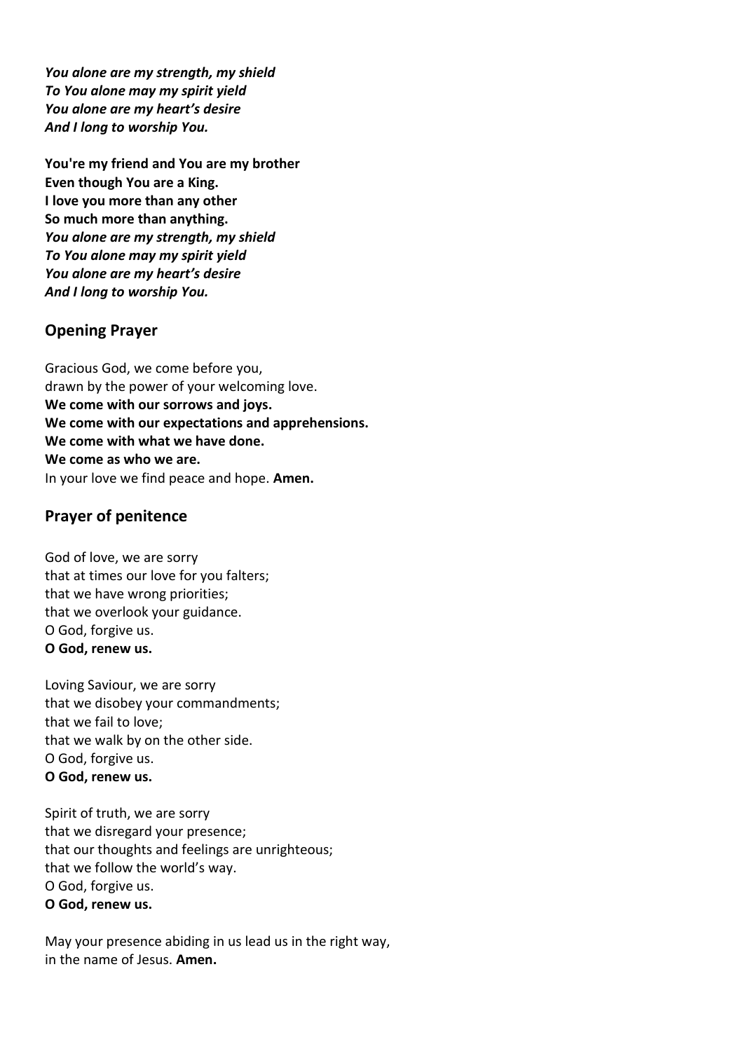***You alone are my strength, my shield***
***To You alone may my spirit yield***
***You alone are my heart's desire***
***And I long to worship You.***

**You're my friend and You are my brother**
**Even though You are a King.**
**I love you more than any other**
**So much more than anything.**
***You alone are my strength, my shield***
***To You alone may my spirit yield***
***You alone are my heart's desire***
***And I long to worship You.***

## Opening Prayer

Gracious God, we come before you,
drawn by the power of your welcoming love.
**We come with our sorrows and joys.**
**We come with our expectations and apprehensions.**
**We come with what we have done.**
**We come as who we are.**
In your love we find peace and hope. **Amen.**

## Prayer of penitence

God of love, we are sorry
that at times our love for you falters;
that we have wrong priorities;
that we overlook your guidance.
O God, forgive us.
**O God, renew us.**

Loving Saviour, we are sorry
that we disobey your commandments;
that we fail to love;
that we walk by on the other side.
O God, forgive us.
**O God, renew us.**

Spirit of truth, we are sorry
that we disregard your presence;
that our thoughts and feelings are unrighteous;
that we follow the world's way.
O God, forgive us.
**O God, renew us.**

May your presence abiding in us lead us in the right way,
in the name of Jesus. **Amen.**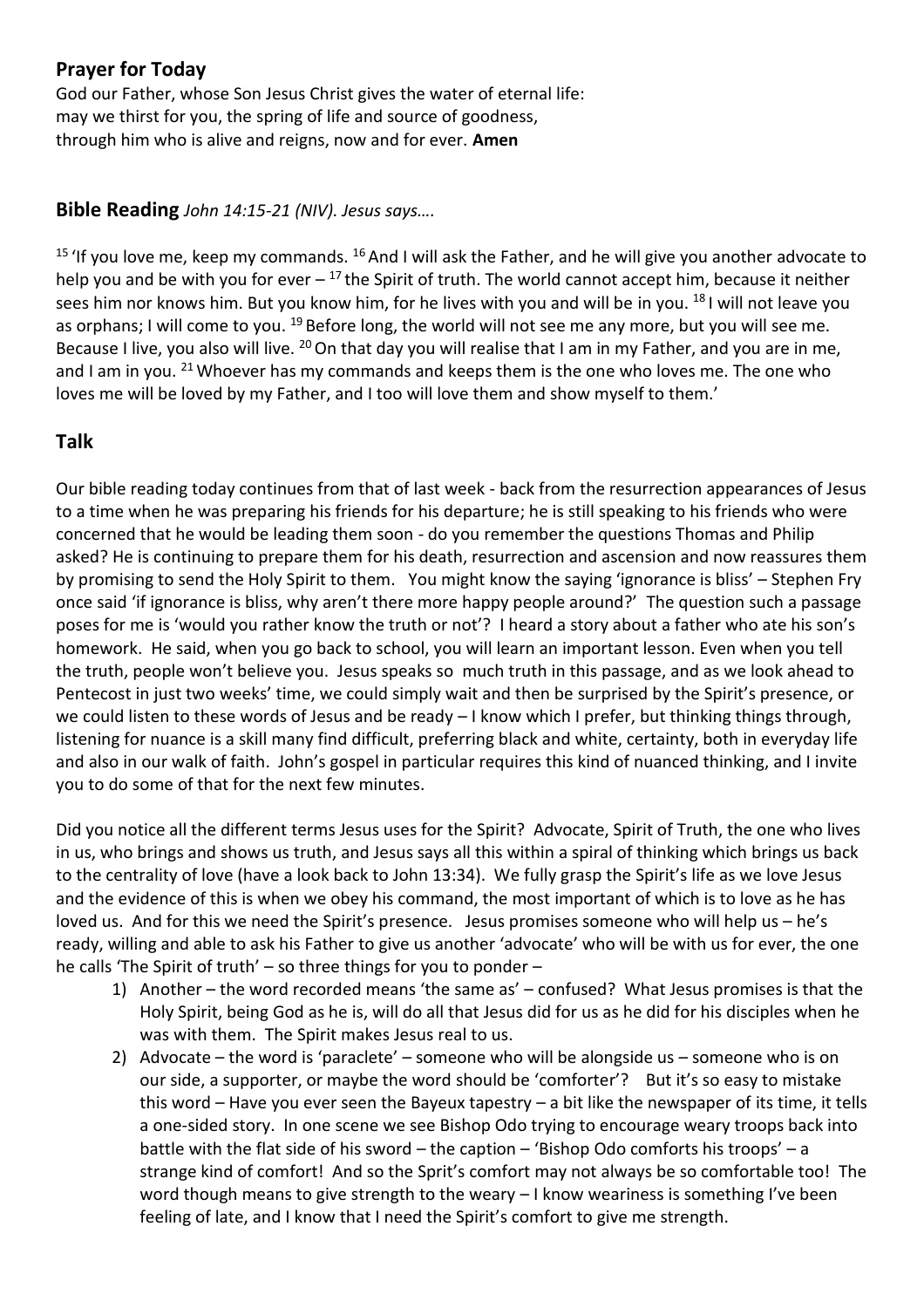## Prayer for Today

God our Father, whose Son Jesus Christ gives the water of eternal life:
may we thirst for you, the spring of life and source of goodness,
through him who is alive and reigns, now and for ever. **Amen**

## Bible Reading *John 14:15-21 (NIV). Jesus says….*

[15] 'If you love me, keep my commands. [16] And I will ask the Father, and he will give you another advocate to help you and be with you for ever – [17] the Spirit of truth. The world cannot accept him, because it neither sees him nor knows him. But you know him, for he lives with you and will be in you. [18] I will not leave you as orphans; I will come to you. [19] Before long, the world will not see me any more, but you will see me. Because I live, you also will live. [20] On that day you will realise that I am in my Father, and you are in me, and I am in you. [21] Whoever has my commands and keeps them is the one who loves me. The one who loves me will be loved by my Father, and I too will love them and show myself to them.'

## Talk

Our bible reading today continues from that of last week - back from the resurrection appearances of Jesus to a time when he was preparing his friends for his departure; he is still speaking to his friends who were concerned that he would be leading them soon - do you remember the questions Thomas and Philip asked? He is continuing to prepare them for his death, resurrection and ascension and now reassures them by promising to send the Holy Spirit to them. You might know the saying 'ignorance is bliss' – Stephen Fry once said 'if ignorance is bliss, why aren't there more happy people around?' The question such a passage poses for me is 'would you rather know the truth or not'? I heard a story about a father who ate his son's homework. He said, when you go back to school, you will learn an important lesson. Even when you tell the truth, people won't believe you. Jesus speaks so much truth in this passage, and as we look ahead to Pentecost in just two weeks' time, we could simply wait and then be surprised by the Spirit's presence, or we could listen to these words of Jesus and be ready – I know which I prefer, but thinking things through, listening for nuance is a skill many find difficult, preferring black and white, certainty, both in everyday life and also in our walk of faith. John's gospel in particular requires this kind of nuanced thinking, and I invite you to do some of that for the next few minutes.

Did you notice all the different terms Jesus uses for the Spirit? Advocate, Spirit of Truth, the one who lives in us, who brings and shows us truth, and Jesus says all this within a spiral of thinking which brings us back to the centrality of love (have a look back to John 13:34). We fully grasp the Spirit's life as we love Jesus and the evidence of this is when we obey his command, the most important of which is to love as he has loved us. And for this we need the Spirit's presence. Jesus promises someone who will help us – he's ready, willing and able to ask his Father to give us another 'advocate' who will be with us for ever, the one he calls 'The Spirit of truth' – so three things for you to ponder –

1) Another – the word recorded means 'the same as' – confused? What Jesus promises is that the Holy Spirit, being God as he is, will do all that Jesus did for us as he did for his disciples when he was with them. The Spirit makes Jesus real to us.
2) Advocate – the word is 'paraclete' – someone who will be alongside us – someone who is on our side, a supporter, or maybe the word should be 'comforter'? But it's so easy to mistake this word – Have you ever seen the Bayeux tapestry – a bit like the newspaper of its time, it tells a one-sided story. In one scene we see Bishop Odo trying to encourage weary troops back into battle with the flat side of his sword – the caption – 'Bishop Odo comforts his troops' – a strange kind of comfort! And so the Sprit's comfort may not always be so comfortable too! The word though means to give strength to the weary – I know weariness is something I've been feeling of late, and I know that I need the Spirit's comfort to give me strength.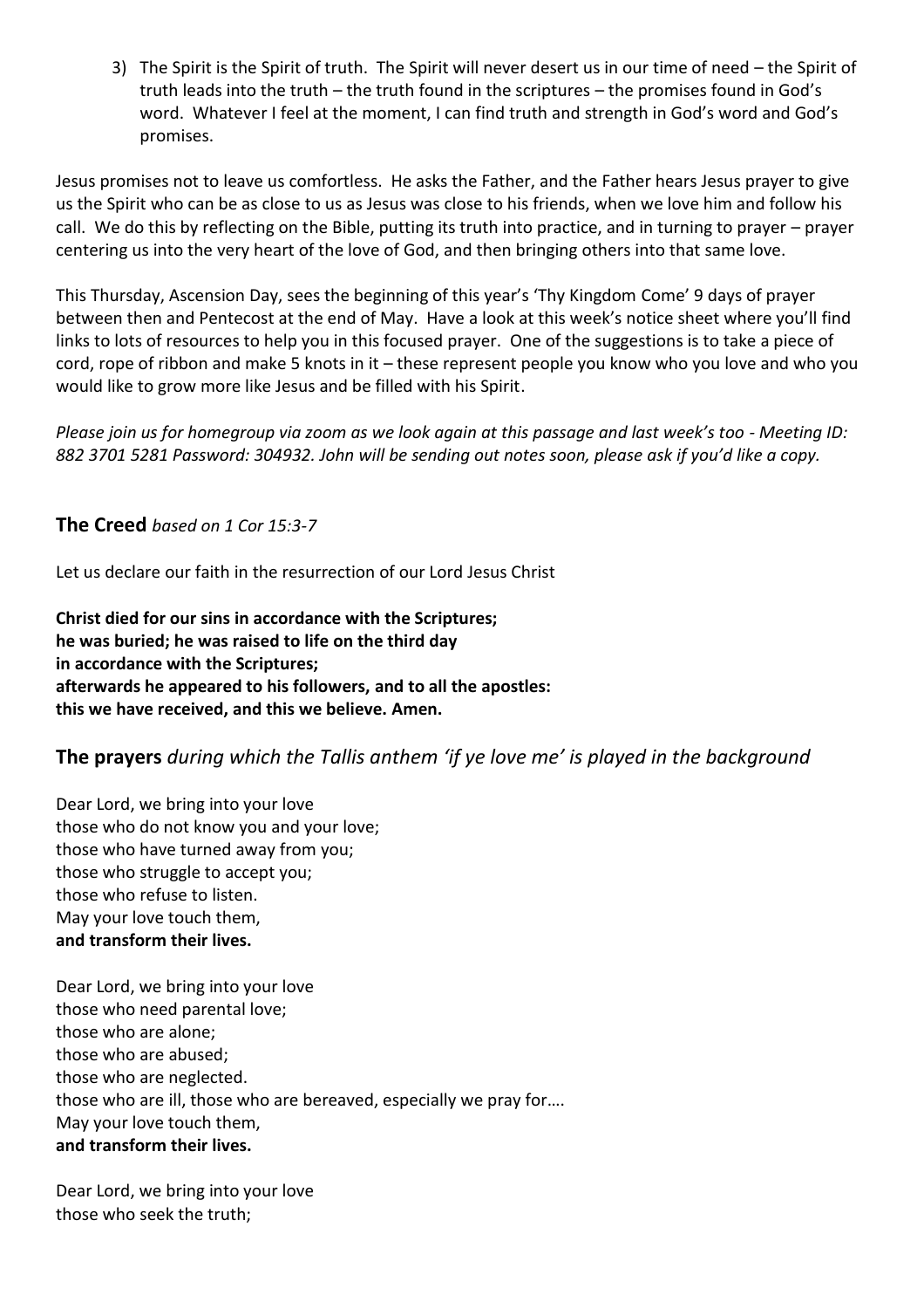3) The Spirit is the Spirit of truth. The Spirit will never desert us in our time of need – the Spirit of truth leads into the truth – the truth found in the scriptures – the promises found in God's word. Whatever I feel at the moment, I can find truth and strength in God's word and God's promises.

Jesus promises not to leave us comfortless. He asks the Father, and the Father hears Jesus prayer to give us the Spirit who can be as close to us as Jesus was close to his friends, when we love him and follow his call. We do this by reflecting on the Bible, putting its truth into practice, and in turning to prayer – prayer centering us into the very heart of the love of God, and then bringing others into that same love.

This Thursday, Ascension Day, sees the beginning of this year's 'Thy Kingdom Come' 9 days of prayer between then and Pentecost at the end of May. Have a look at this week's notice sheet where you'll find links to lots of resources to help you in this focused prayer. One of the suggestions is to take a piece of cord, rope of ribbon and make 5 knots in it – these represent people you know who you love and who you would like to grow more like Jesus and be filled with his Spirit.

*Please join us for homegroup via zoom as we look again at this passage and last week's too - Meeting ID: 882 3701 5281 Password: 304932. John will be sending out notes soon, please ask if you'd like a copy.*

## **The Creed** *based on 1 Cor 15:3-7*

Let us declare our faith in the resurrection of our Lord Jesus Christ

**Christ died for our sins in accordance with the Scriptures;**
**he was buried; he was raised to life on the third day**
**in accordance with the Scriptures;**
**afterwards he appeared to his followers, and to all the apostles:**
**this we have received, and this we believe. Amen.**

## **The prayers** *during which the Tallis anthem 'if ye love me' is played in the background*

Dear Lord, we bring into your love
those who do not know you and your love;
those who have turned away from you;
those who struggle to accept you;
those who refuse to listen.
May your love touch them,
**and transform their lives.**

Dear Lord, we bring into your love
those who need parental love;
those who are alone;
those who are abused;
those who are neglected.
those who are ill, those who are bereaved, especially we pray for….
May your love touch them,
**and transform their lives.**

Dear Lord, we bring into your love
those who seek the truth;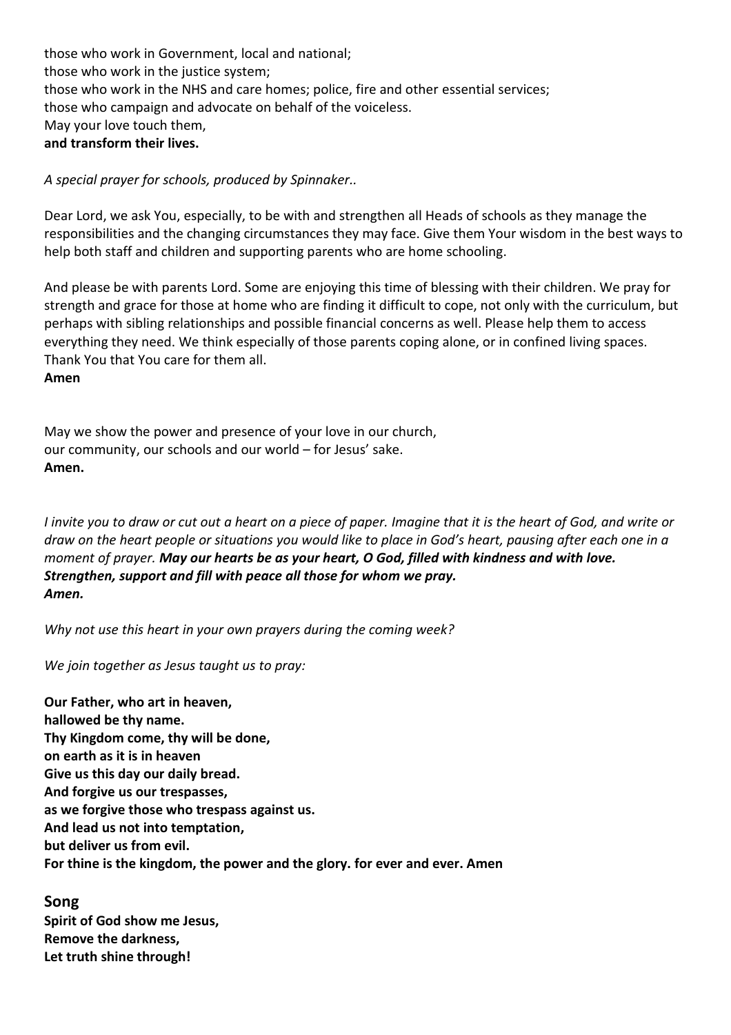those who work in Government, local and national;  
those who work in the justice system;  
those who work in the NHS and care homes; police, fire and other essential services;  
those who campaign and advocate on behalf of the voiceless.  
May your love touch them,  
**and transform their lives.**

*A special prayer for schools, produced by Spinnaker..*

Dear Lord, we ask You, especially, to be with and strengthen all Heads of schools as they manage the responsibilities and the changing circumstances they may face. Give them Your wisdom in the best ways to help both staff and children and supporting parents who are home schooling.

And please be with parents Lord. Some are enjoying this time of blessing with their children. We pray for strength and grace for those at home who are finding it difficult to cope, not only with the curriculum, but perhaps with sibling relationships and possible financial concerns as well. Please help them to access everything they need. We think especially of those parents coping alone, or in confined living spaces. Thank You that You care for them all.  
**Amen**

May we show the power and presence of your love in our church,  
our community, our schools and our world – for Jesus' sake.  
**Amen.**

*I invite you to draw or cut out a heart on a piece of paper. Imagine that it is the heart of God, and write or draw on the heart people or situations you would like to place in God's heart, pausing after each one in a moment of prayer.* ***May our hearts be as your heart, O God, filled with kindness and with love. Strengthen, support and fill with peace all those for whom we pray. Amen.***

*Why not use this heart in your own prayers during the coming week?*

*We join together as Jesus taught us to pray:*

**Our Father, who art in heaven,**  
**hallowed be thy name.**  
**Thy Kingdom come, thy will be done,**  
**on earth as it is in heaven**  
**Give us this day our daily bread.**  
**And forgive us our trespasses,**  
**as we forgive those who trespass against us.**  
**And lead us not into temptation,**  
**but deliver us from evil.**  
**For thine is the kingdom, the power and the glory. for ever and ever. Amen**

## Song

**Spirit of God show me Jesus,**  
**Remove the darkness,**  
**Let truth shine through!**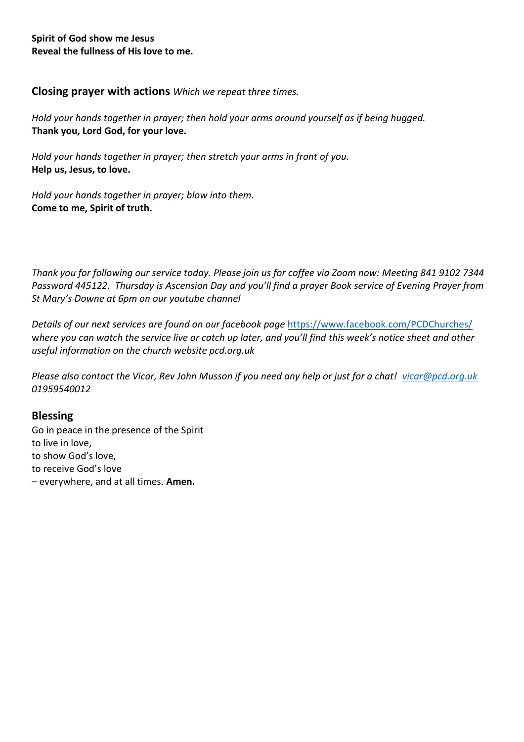**Spirit of God show me Jesus**
**Reveal the fullness of His love to me.**

## Closing prayer with actions *Which we repeat three times.*

*Hold your hands together in prayer; then hold your arms around yourself as if being hugged.*
**Thank you, Lord God, for your love.**

*Hold your hands together in prayer; then stretch your arms in front of you.*
**Help us, Jesus, to love.**

*Hold your hands together in prayer; blow into them.*
**Come to me, Spirit of truth.**

*Thank you for following our service today. Please join us for coffee via Zoom now: Meeting 841 9102 7344 Password 445122. Thursday is Ascension Day and you'll find a prayer Book service of Evening Prayer from St Mary's Downe at 6pm on our youtube channel*

*Details of our next services are found on our facebook page* [https://www.facebook.com/PCDChurches/](https://www.facebook.com/PCDChurches/) *where you can watch the service live or catch up later, and you'll find this week's notice sheet and other useful information on the church website pcd.org.uk*

*Please also contact the Vicar, Rev John Musson if you need any help or just for a chat!* [*vicar@pcd.org.uk*](mailto:vicar@pcd.org.uk) *01959540012*

## Blessing

Go in peace in the presence of the Spirit
to live in love,
to show God's love,
to receive God's love
– everywhere, and at all times. **Amen.**